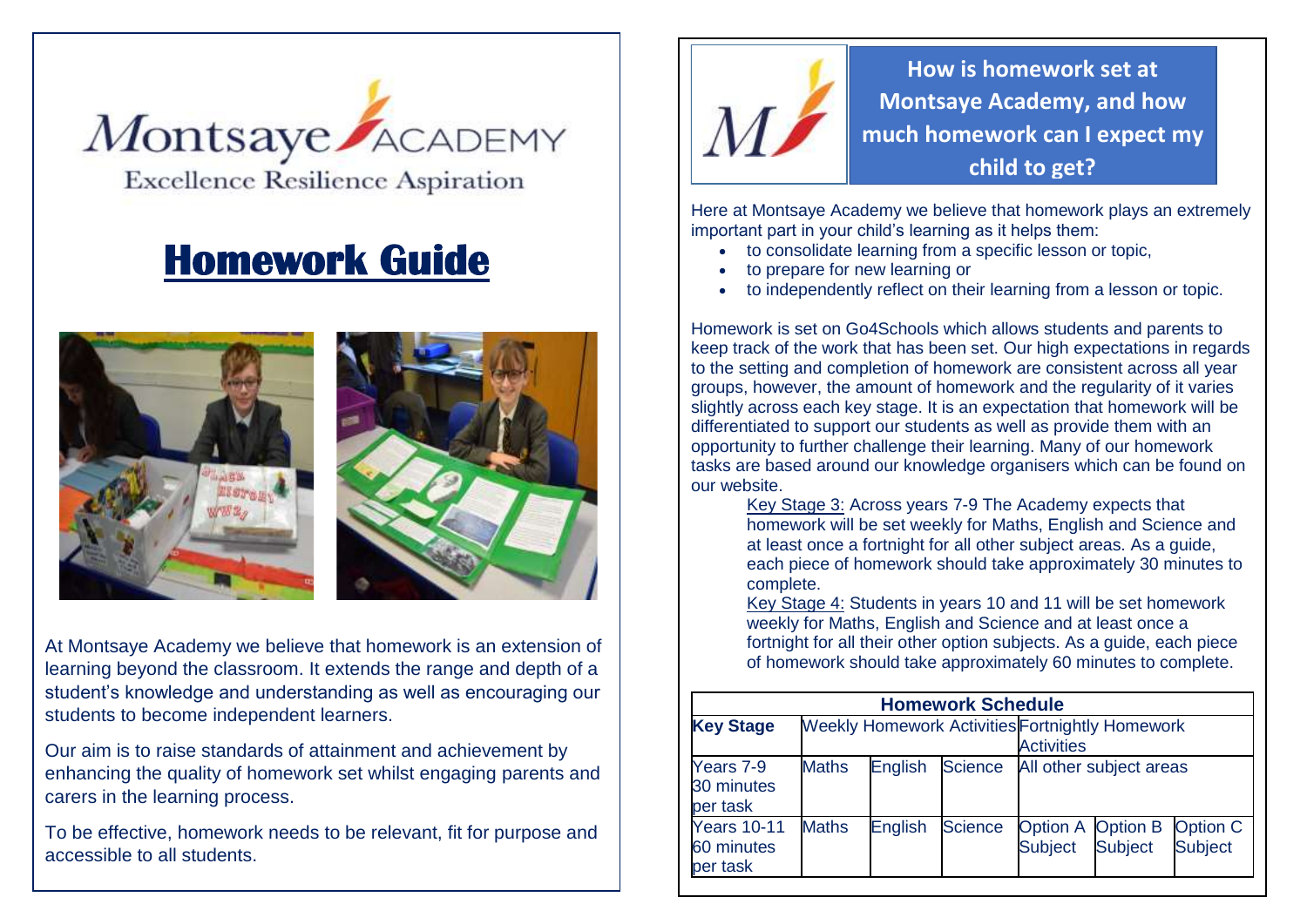Montsaye ACADEMY

Excellence Resilience Aspiration

# Homework Guide

At Montsaye Academy we believe that homework is an extension of learning beyond the classroom. It extends the range and depth of a student's knowledge and understanding as well as encouraging our students to become independent learners.

Our aim is to raise standards of attainment and achievement by enhancing the quality of homework set whilst engaging parents and carers in the learning process.

To be effective, homework needs to be relevant, fit for purpose and accessible to all students.

## How is homework set at Montsaye Academy, and how much homework can I expect my child to get?

Here at Montsaye Academy we believe that homework plays an extremely important part in your child's learning as it helps them:

- to consolidate learning from a specific lesson or topic,
- to prepare for new learning or
- to independently reflect on their learning from a lesson or topic.

Homework is set on Go4Schools which allows students and parents to keep track of the work that has been set. Our high expectations in regards to the setting and completion of homework are consistent across all year groups, however, the amount of homework and the regularity of it varies slightly across each key stage. It is an expectation that homework will be differentiated to support our students as well as provide them with an opportunity to further challenge their learning. Many of our homework tasks are based around our knowledge organisers which can be found on our website.

Key Stage 3: Across years 7-9 The Academy expects that homework will be set weekly for Maths, English and Science and at least once a fortnight for all other subject areas. As a guide, each piece of homework should take approximately 30 minutes to complete.

Key Stage 4: Students in years 10 and 11 will be set homework weekly for Maths, English and Science and at least once a fortnight for all their other option subjects. As a guide, each piece of homework should take approximately 60 minutes to complete.

| Homework Schedule | | | | | | |
|---|---|---|---|---|---|---|
| **Key Stage** | Weekly Homework Activities | | | Fortnightly Homework Activities | | |
| Years 7-9 30 minutes per task | Maths | English | Science | All other subject areas | | |
| Years 10-11 60 minutes per task | Maths | English | Science | Option A Subject | Option B Subject | Option C Subject |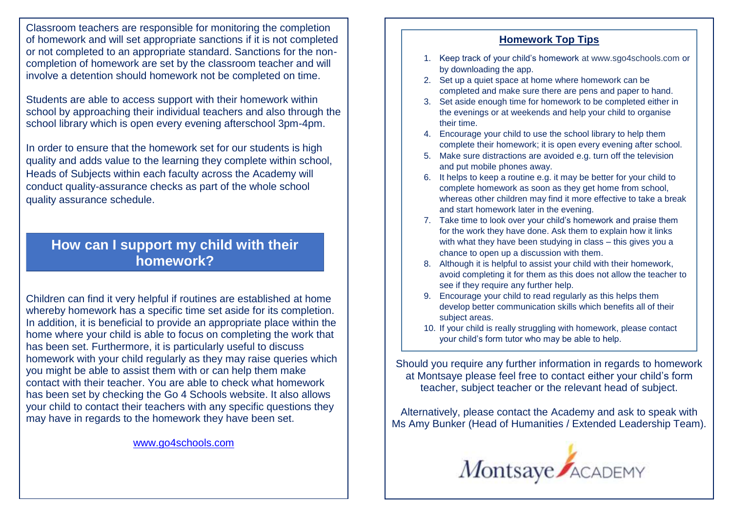Classroom teachers are responsible for monitoring the completion of homework and will set appropriate sanctions if it is not completed or not completed to an appropriate standard. Sanctions for the non-completion of homework are set by the classroom teacher and will involve a detention should homework not be completed on time.

Students are able to access support with their homework within school by approaching their individual teachers and also through the school library which is open every evening afterschool 3pm-4pm.

In order to ensure that the homework set for our students is high quality and adds value to the learning they complete within school, Heads of Subjects within each faculty across the Academy will conduct quality-assurance checks as part of the whole school quality assurance schedule.

## How can I support my child with their homework?

Children can find it very helpful if routines are established at home whereby homework has a specific time set aside for its completion. In addition, it is beneficial to provide an appropriate place within the home where your child is able to focus on completing the work that has been set. Furthermore, it is particularly useful to discuss homework with your child regularly as they may raise queries which you might be able to assist them with or can help them make contact with their teacher. You are able to check what homework has been set by checking the Go 4 Schools website. It also allows your child to contact their teachers with any specific questions they may have in regards to the homework they have been set.

www.go4schools.com

## Homework Top Tips

1. Keep track of your child's homework at www.sgo4schools.com or by downloading the app.
2. Set up a quiet space at home where homework can be completed and make sure there are pens and paper to hand.
3. Set aside enough time for homework to be completed either in the evenings or at weekends and help your child to organise their time.
4. Encourage your child to use the school library to help them complete their homework; it is open every evening after school.
5. Make sure distractions are avoided e.g. turn off the television and put mobile phones away.
6. It helps to keep a routine e.g. it may be better for your child to complete homework as soon as they get home from school, whereas other children may find it more effective to take a break and start homework later in the evening.
7. Take time to look over your child's homework and praise them for the work they have done. Ask them to explain how it links with what they have been studying in class – this gives you a chance to open up a discussion with them.
8. Although it is helpful to assist your child with their homework, avoid completing it for them as this does not allow the teacher to see if they require any further help.
9. Encourage your child to read regularly as this helps them develop better communication skills which benefits all of their subject areas.
10. If your child is really struggling with homework, please contact your child's form tutor who may be able to help.

Should you require any further information in regards to homework at Montsaye please feel free to contact either your child's form teacher, subject teacher or the relevant head of subject.

Alternatively, please contact the Academy and ask to speak with Ms Amy Bunker (Head of Humanities / Extended Leadership Team).

Montsaye ACADEMY